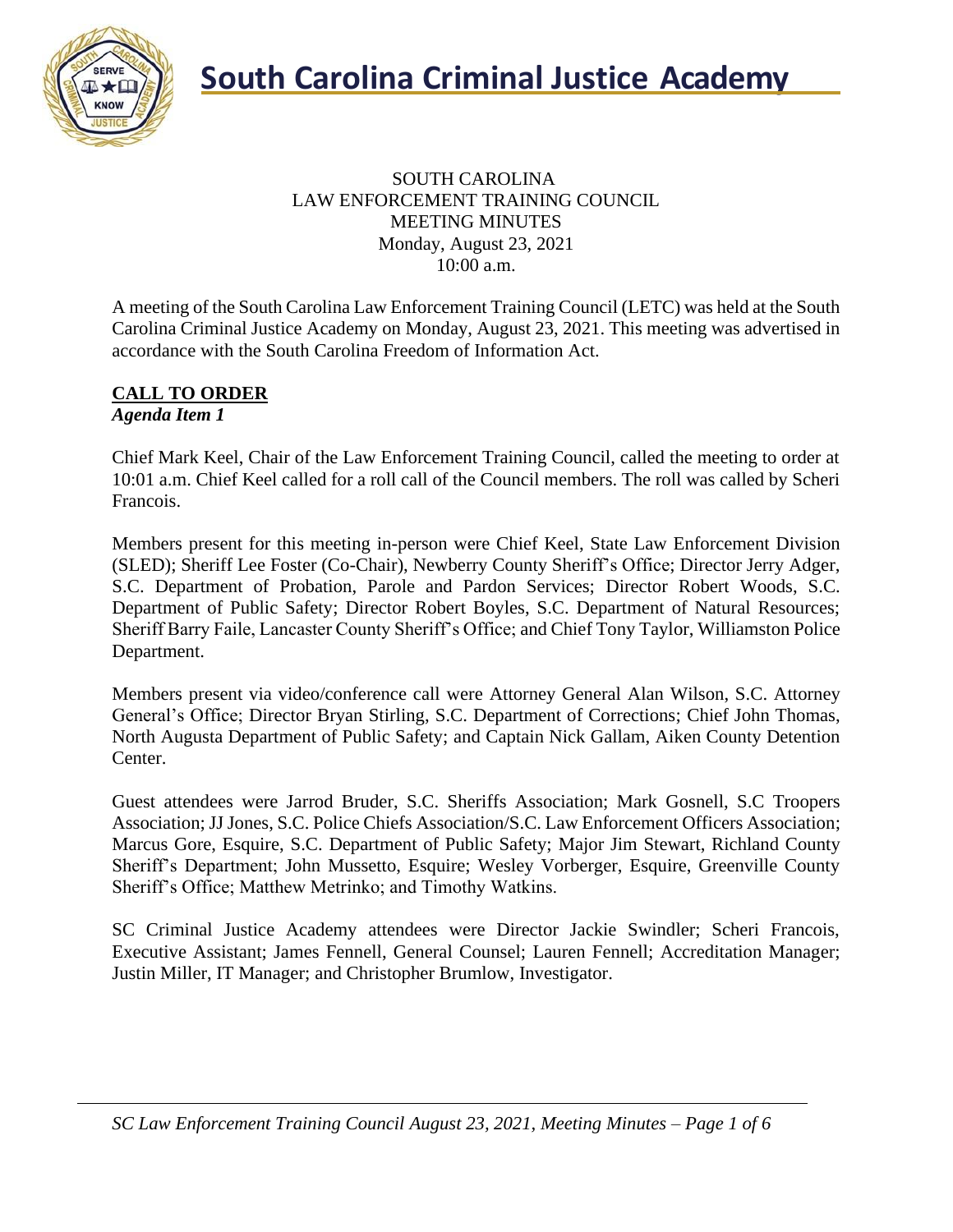# South Carolina Criminal Justice Academy

SOUTH CAROLINA
LAW ENFORCEMENT TRAINING COUNCIL
MEETING MINUTES
Monday, August 23, 2021
10:00 a.m.

A meeting of the South Carolina Law Enforcement Training Council (LETC) was held at the South Carolina Criminal Justice Academy on Monday, August 23, 2021. This meeting was advertised in accordance with the South Carolina Freedom of Information Act.

## CALL TO ORDER

***Agenda Item 1***

Chief Mark Keel, Chair of the Law Enforcement Training Council, called the meeting to order at 10:01 a.m. Chief Keel called for a roll call of the Council members. The roll was called by Scheri Francois.

Members present for this meeting in-person were Chief Keel, State Law Enforcement Division (SLED); Sheriff Lee Foster (Co-Chair), Newberry County Sheriff's Office; Director Jerry Adger, S.C. Department of Probation, Parole and Pardon Services; Director Robert Woods, S.C. Department of Public Safety; Director Robert Boyles, S.C. Department of Natural Resources; Sheriff Barry Faile, Lancaster County Sheriff's Office; and Chief Tony Taylor, Williamston Police Department.

Members present via video/conference call were Attorney General Alan Wilson, S.C. Attorney General's Office; Director Bryan Stirling, S.C. Department of Corrections; Chief John Thomas, North Augusta Department of Public Safety; and Captain Nick Gallam, Aiken County Detention Center.

Guest attendees were Jarrod Bruder, S.C. Sheriffs Association; Mark Gosnell, S.C Troopers Association; JJ Jones, S.C. Police Chiefs Association/S.C. Law Enforcement Officers Association; Marcus Gore, Esquire, S.C. Department of Public Safety; Major Jim Stewart, Richland County Sheriff's Department; John Mussetto, Esquire; Wesley Vorberger, Esquire, Greenville County Sheriff's Office; Matthew Metrinko; and Timothy Watkins.

SC Criminal Justice Academy attendees were Director Jackie Swindler; Scheri Francois, Executive Assistant; James Fennell, General Counsel; Lauren Fennell; Accreditation Manager; Justin Miller, IT Manager; and Christopher Brumlow, Investigator.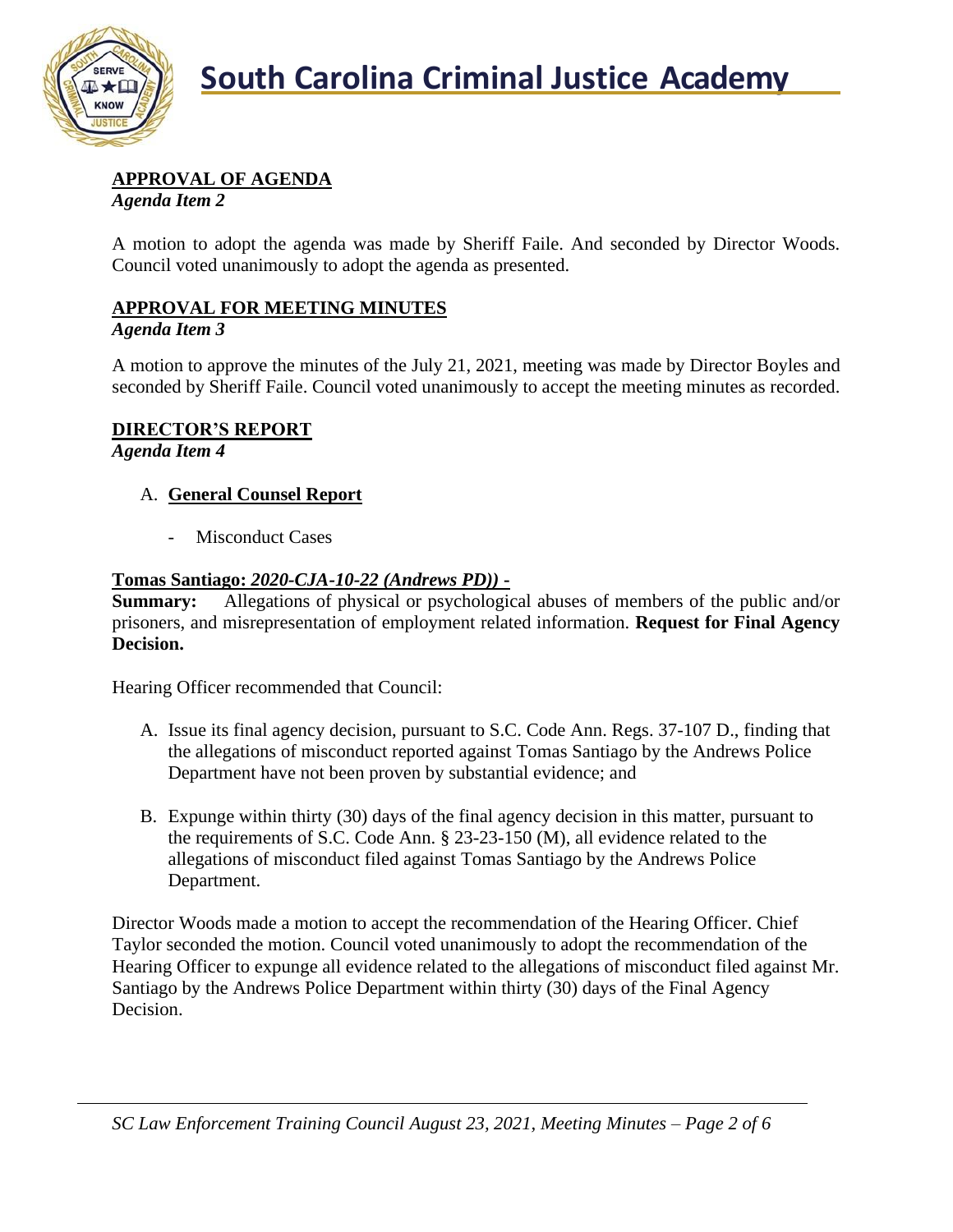**APPROVAL OF AGENDA**
*Agenda Item 2*

A motion to adopt the agenda was made by Sheriff Faile. And seconded by Director Woods. Council voted unanimously to adopt the agenda as presented.

**APPROVAL FOR MEETING MINUTES**
*Agenda Item 3*

A motion to approve the minutes of the July 21, 2021, meeting was made by Director Boyles and seconded by Sheriff Faile. Council voted unanimously to accept the meeting minutes as recorded.

**DIRECTOR'S REPORT**
*Agenda Item 4*

A. **General Counsel Report**

- Misconduct Cases

**Tomas Santiago:** ***2020-CJA-10-22 (Andrews PD)) -***
**Summary:** Allegations of physical or psychological abuses of members of the public and/or prisoners, and misrepresentation of employment related information. **Request for Final Agency Decision.**

Hearing Officer recommended that Council:

A. Issue its final agency decision, pursuant to S.C. Code Ann. Regs. 37-107 D., finding that the allegations of misconduct reported against Tomas Santiago by the Andrews Police Department have not been proven by substantial evidence; and

B. Expunge within thirty (30) days of the final agency decision in this matter, pursuant to the requirements of S.C. Code Ann. § 23-23-150 (M), all evidence related to the allegations of misconduct filed against Tomas Santiago by the Andrews Police Department.

Director Woods made a motion to accept the recommendation of the Hearing Officer. Chief Taylor seconded the motion. Council voted unanimously to adopt the recommendation of the Hearing Officer to expunge all evidence related to the allegations of misconduct filed against Mr. Santiago by the Andrews Police Department within thirty (30) days of the Final Agency Decision.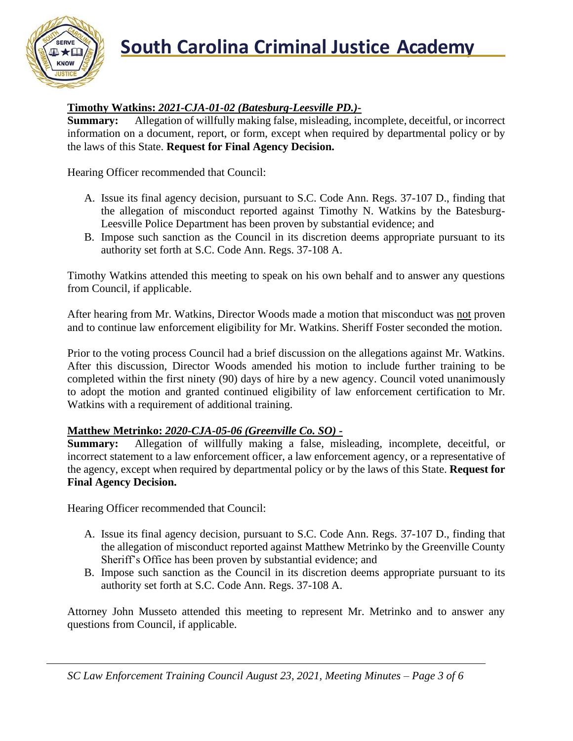**Timothy Watkins:** ***2021-CJA-01-02 (Batesburg-Leesville PD.)-***

**Summary:** Allegation of willfully making false, misleading, incomplete, deceitful, or incorrect information on a document, report, or form, except when required by departmental policy or by the laws of this State. **Request for Final Agency Decision.**

Hearing Officer recommended that Council:

A. Issue its final agency decision, pursuant to S.C. Code Ann. Regs. 37-107 D., finding that the allegation of misconduct reported against Timothy N. Watkins by the Batesburg-Leesville Police Department has been proven by substantial evidence; and
B. Impose such sanction as the Council in its discretion deems appropriate pursuant to its authority set forth at S.C. Code Ann. Regs. 37-108 A.

Timothy Watkins attended this meeting to speak on his own behalf and to answer any questions from Council, if applicable.

After hearing from Mr. Watkins, Director Woods made a motion that misconduct was not proven and to continue law enforcement eligibility for Mr. Watkins. Sheriff Foster seconded the motion.

Prior to the voting process Council had a brief discussion on the allegations against Mr. Watkins. After this discussion, Director Woods amended his motion to include further training to be completed within the first ninety (90) days of hire by a new agency. Council voted unanimously to adopt the motion and granted continued eligibility of law enforcement certification to Mr. Watkins with a requirement of additional training.

**Matthew Metrinko:** ***2020-CJA-05-06 (Greenville Co. SO) -***

**Summary:** Allegation of willfully making a false, misleading, incomplete, deceitful, or incorrect statement to a law enforcement officer, a law enforcement agency, or a representative of the agency, except when required by departmental policy or by the laws of this State. **Request for Final Agency Decision.**

Hearing Officer recommended that Council:

A. Issue its final agency decision, pursuant to S.C. Code Ann. Regs. 37-107 D., finding that the allegation of misconduct reported against Matthew Metrinko by the Greenville County Sheriff's Office has been proven by substantial evidence; and
B. Impose such sanction as the Council in its discretion deems appropriate pursuant to its authority set forth at S.C. Code Ann. Regs. 37-108 A.

Attorney John Musseto attended this meeting to represent Mr. Metrinko and to answer any questions from Council, if applicable.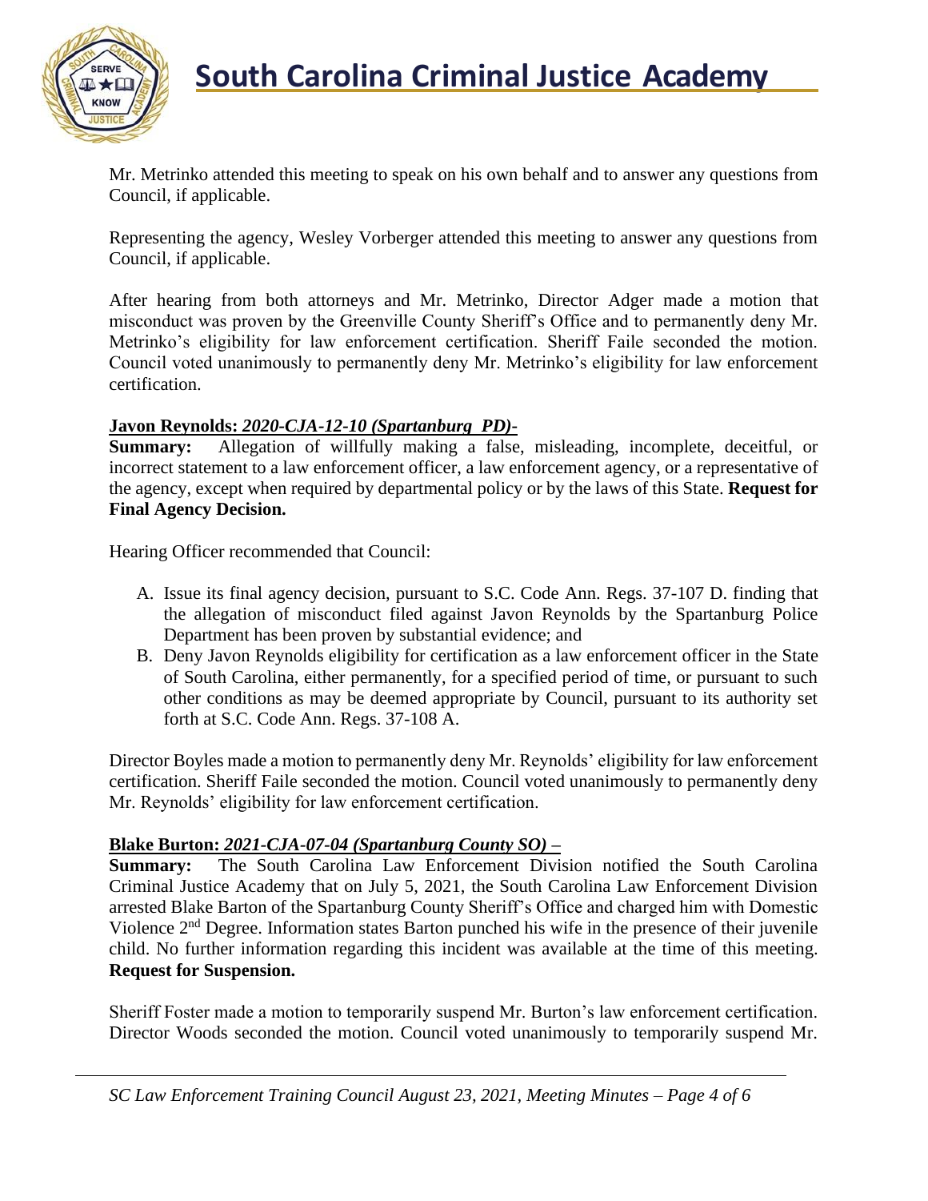Mr. Metrinko attended this meeting to speak on his own behalf and to answer any questions from Council, if applicable.

Representing the agency, Wesley Vorberger attended this meeting to answer any questions from Council, if applicable.

After hearing from both attorneys and Mr. Metrinko, Director Adger made a motion that misconduct was proven by the Greenville County Sheriff's Office and to permanently deny Mr. Metrinko's eligibility for law enforcement certification. Sheriff Faile seconded the motion. Council voted unanimously to permanently deny Mr. Metrinko's eligibility for law enforcement certification.

**Javon Reynolds: *2020-CJA-12-10 (Spartanburg PD)-***

**Summary:** Allegation of willfully making a false, misleading, incomplete, deceitful, or incorrect statement to a law enforcement officer, a law enforcement agency, or a representative of the agency, except when required by departmental policy or by the laws of this State. **Request for Final Agency Decision.**

Hearing Officer recommended that Council:

A. Issue its final agency decision, pursuant to S.C. Code Ann. Regs. 37-107 D. finding that the allegation of misconduct filed against Javon Reynolds by the Spartanburg Police Department has been proven by substantial evidence; and
B. Deny Javon Reynolds eligibility for certification as a law enforcement officer in the State of South Carolina, either permanently, for a specified period of time, or pursuant to such other conditions as may be deemed appropriate by Council, pursuant to its authority set forth at S.C. Code Ann. Regs. 37-108 A.

Director Boyles made a motion to permanently deny Mr. Reynolds' eligibility for law enforcement certification. Sheriff Faile seconded the motion. Council voted unanimously to permanently deny Mr. Reynolds' eligibility for law enforcement certification.

**Blake Burton: *2021-CJA-07-04 (Spartanburg County SO) –***

**Summary:** The South Carolina Law Enforcement Division notified the South Carolina Criminal Justice Academy that on July 5, 2021, the South Carolina Law Enforcement Division arrested Blake Barton of the Spartanburg County Sheriff's Office and charged him with Domestic Violence 2nd Degree. Information states Barton punched his wife in the presence of their juvenile child. No further information regarding this incident was available at the time of this meeting. **Request for Suspension.**

Sheriff Foster made a motion to temporarily suspend Mr. Burton's law enforcement certification. Director Woods seconded the motion. Council voted unanimously to temporarily suspend Mr.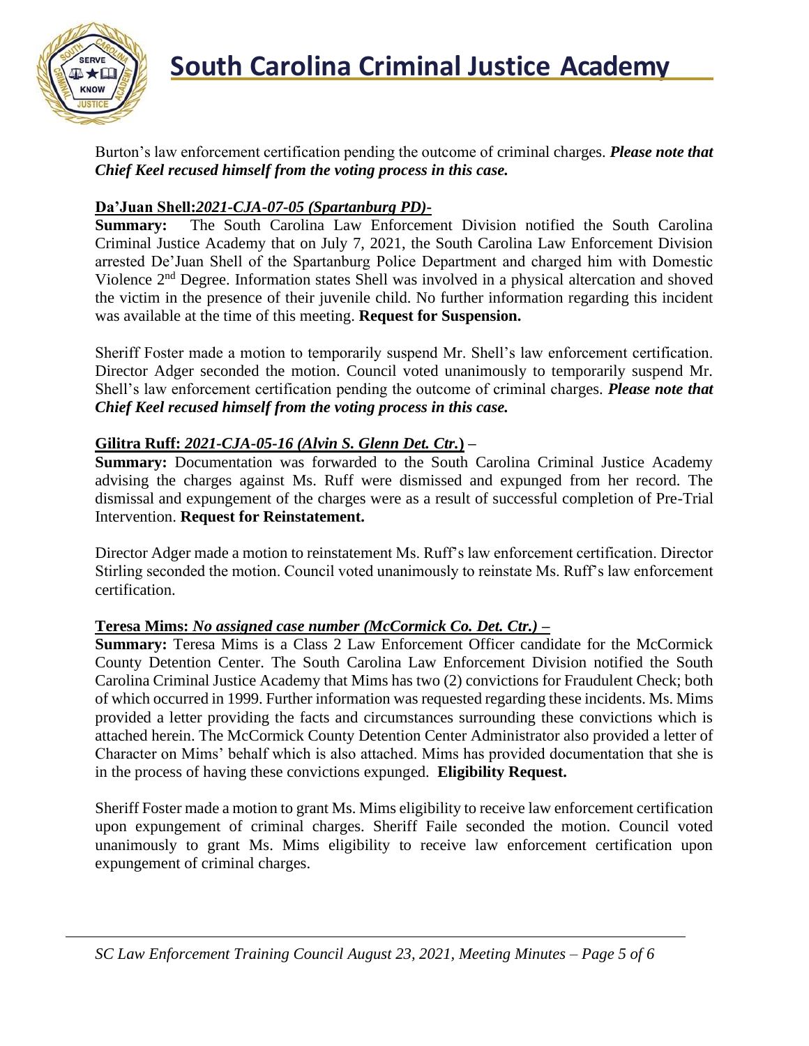Burton's law enforcement certification pending the outcome of criminal charges. ***Please note that Chief Keel recused himself from the voting process in this case.***

**Da'Juan Shell:*2021-CJA-07-05 (Spartanburg PD)-***

**Summary:** The South Carolina Law Enforcement Division notified the South Carolina Criminal Justice Academy that on July 7, 2021, the South Carolina Law Enforcement Division arrested De'Juan Shell of the Spartanburg Police Department and charged him with Domestic Violence 2nd Degree. Information states Shell was involved in a physical altercation and shoved the victim in the presence of their juvenile child. No further information regarding this incident was available at the time of this meeting. **Request for Suspension.**

Sheriff Foster made a motion to temporarily suspend Mr. Shell's law enforcement certification. Director Adger seconded the motion. Council voted unanimously to temporarily suspend Mr. Shell's law enforcement certification pending the outcome of criminal charges. ***Please note that Chief Keel recused himself from the voting process in this case.***

**Gilitra Ruff: *2021-CJA-05-16 (Alvin S. Glenn Det. Ctr.)* –**

**Summary:** Documentation was forwarded to the South Carolina Criminal Justice Academy advising the charges against Ms. Ruff were dismissed and expunged from her record. The dismissal and expungement of the charges were as a result of successful completion of Pre-Trial Intervention. **Request for Reinstatement.**

Director Adger made a motion to reinstatement Ms. Ruff's law enforcement certification. Director Stirling seconded the motion. Council voted unanimously to reinstate Ms. Ruff's law enforcement certification.

**Teresa Mims: *No assigned case number (McCormick Co. Det. Ctr.)* –**

**Summary:** Teresa Mims is a Class 2 Law Enforcement Officer candidate for the McCormick County Detention Center. The South Carolina Law Enforcement Division notified the South Carolina Criminal Justice Academy that Mims has two (2) convictions for Fraudulent Check; both of which occurred in 1999. Further information was requested regarding these incidents. Ms. Mims provided a letter providing the facts and circumstances surrounding these convictions which is attached herein. The McCormick County Detention Center Administrator also provided a letter of Character on Mims' behalf which is also attached. Mims has provided documentation that she is in the process of having these convictions expunged. **Eligibility Request.**

Sheriff Foster made a motion to grant Ms. Mims eligibility to receive law enforcement certification upon expungement of criminal charges. Sheriff Faile seconded the motion. Council voted unanimously to grant Ms. Mims eligibility to receive law enforcement certification upon expungement of criminal charges.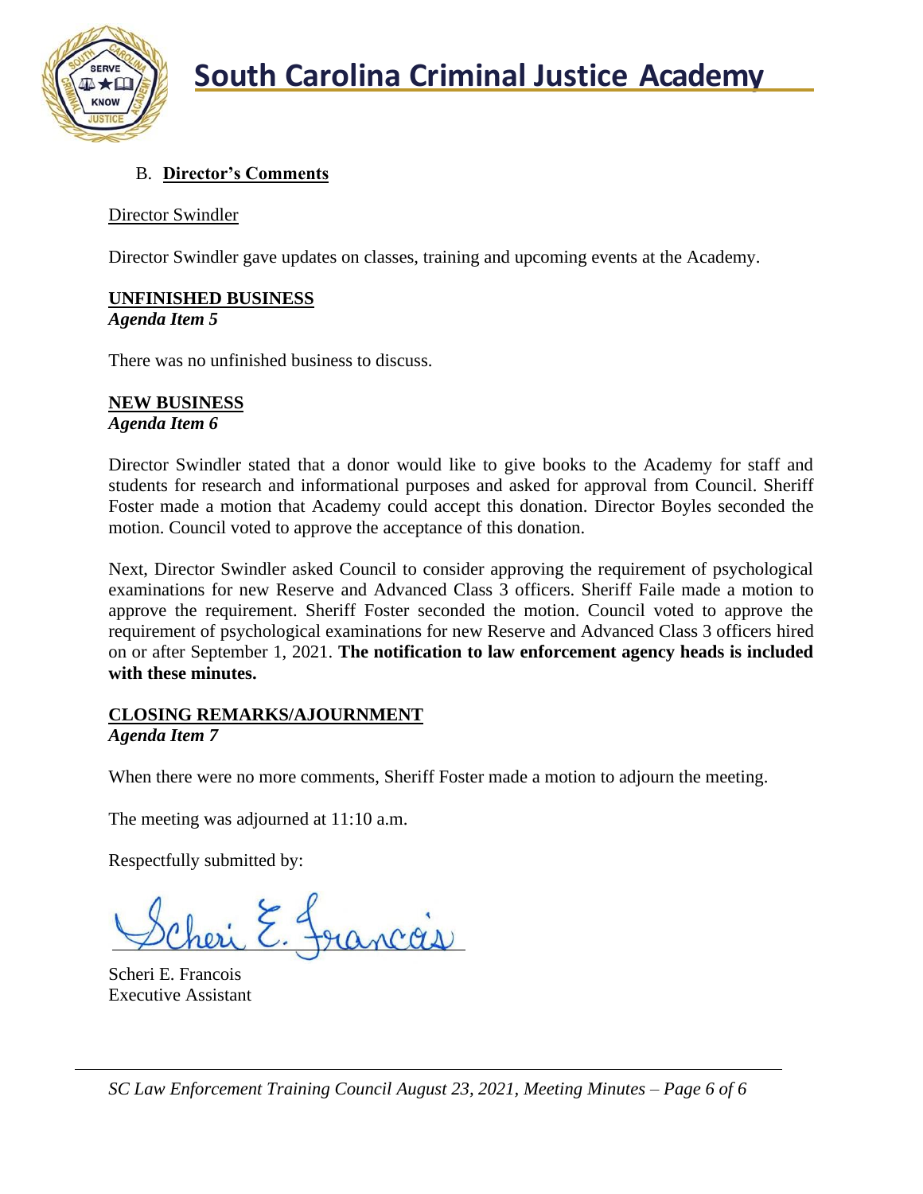B. **Director's Comments**

Director Swindler

Director Swindler gave updates on classes, training and upcoming events at the Academy.

**UNFINISHED BUSINESS**
***Agenda Item 5***

There was no unfinished business to discuss.

**NEW BUSINESS**
***Agenda Item 6***

Director Swindler stated that a donor would like to give books to the Academy for staff and students for research and informational purposes and asked for approval from Council. Sheriff Foster made a motion that Academy could accept this donation. Director Boyles seconded the motion. Council voted to approve the acceptance of this donation.

Next, Director Swindler asked Council to consider approving the requirement of psychological examinations for new Reserve and Advanced Class 3 officers. Sheriff Faile made a motion to approve the requirement. Sheriff Foster seconded the motion. Council voted to approve the requirement of psychological examinations for new Reserve and Advanced Class 3 officers hired on or after September 1, 2021. **The notification to law enforcement agency heads is included with these minutes.**

**CLOSING REMARKS/AJOURNMENT**
***Agenda Item 7***

When there were no more comments, Sheriff Foster made a motion to adjourn the meeting.

The meeting was adjourned at 11:10 a.m.

Respectfully submitted by:

Scheri E. Francois

Scheri E. Francois
Executive Assistant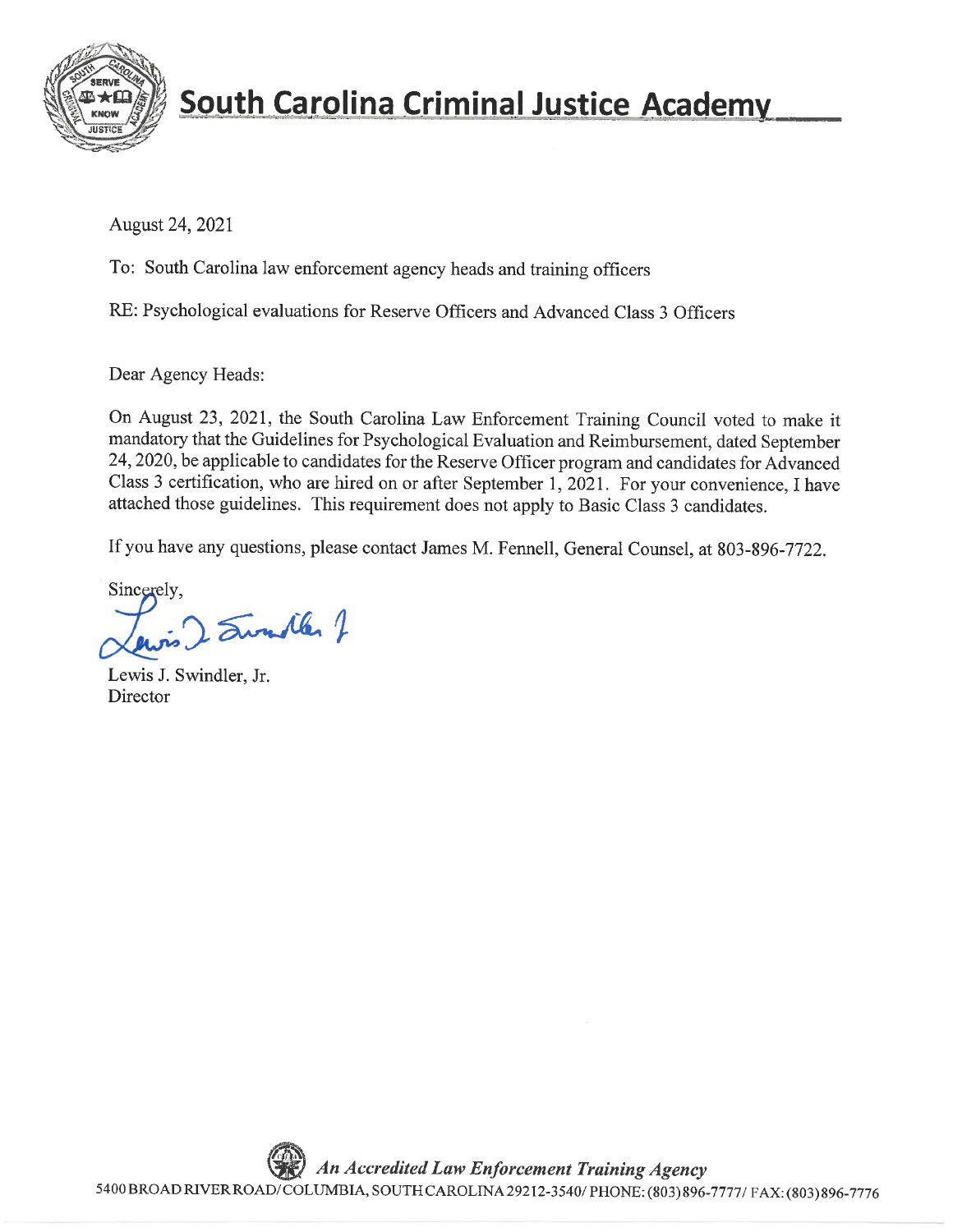# South Carolina Criminal Justice Academy

August 24, 2021

To: South Carolina law enforcement agency heads and training officers

RE: Psychological evaluations for Reserve Officers and Advanced Class 3 Officers

Dear Agency Heads:

On August 23, 2021, the South Carolina Law Enforcement Training Council voted to make it mandatory that the Guidelines for Psychological Evaluation and Reimbursement, dated September 24, 2020, be applicable to candidates for the Reserve Officer program and candidates for Advanced Class 3 certification, who are hired on or after September 1, 2021. For your convenience, I have attached those guidelines. This requirement does not apply to Basic Class 3 candidates.

If you have any questions, please contact James M. Fennell, General Counsel, at 803-896-7722.

Sincerely,

Lewis J. Swindler, Jr.
Director

*An Accredited Law Enforcement Training Agency*

5400 BROAD RIVER ROAD/ COLUMBIA, SOUTH CAROLINA 29212-3540/ PHONE: (803)896-7777/ FAX: (803)896-7776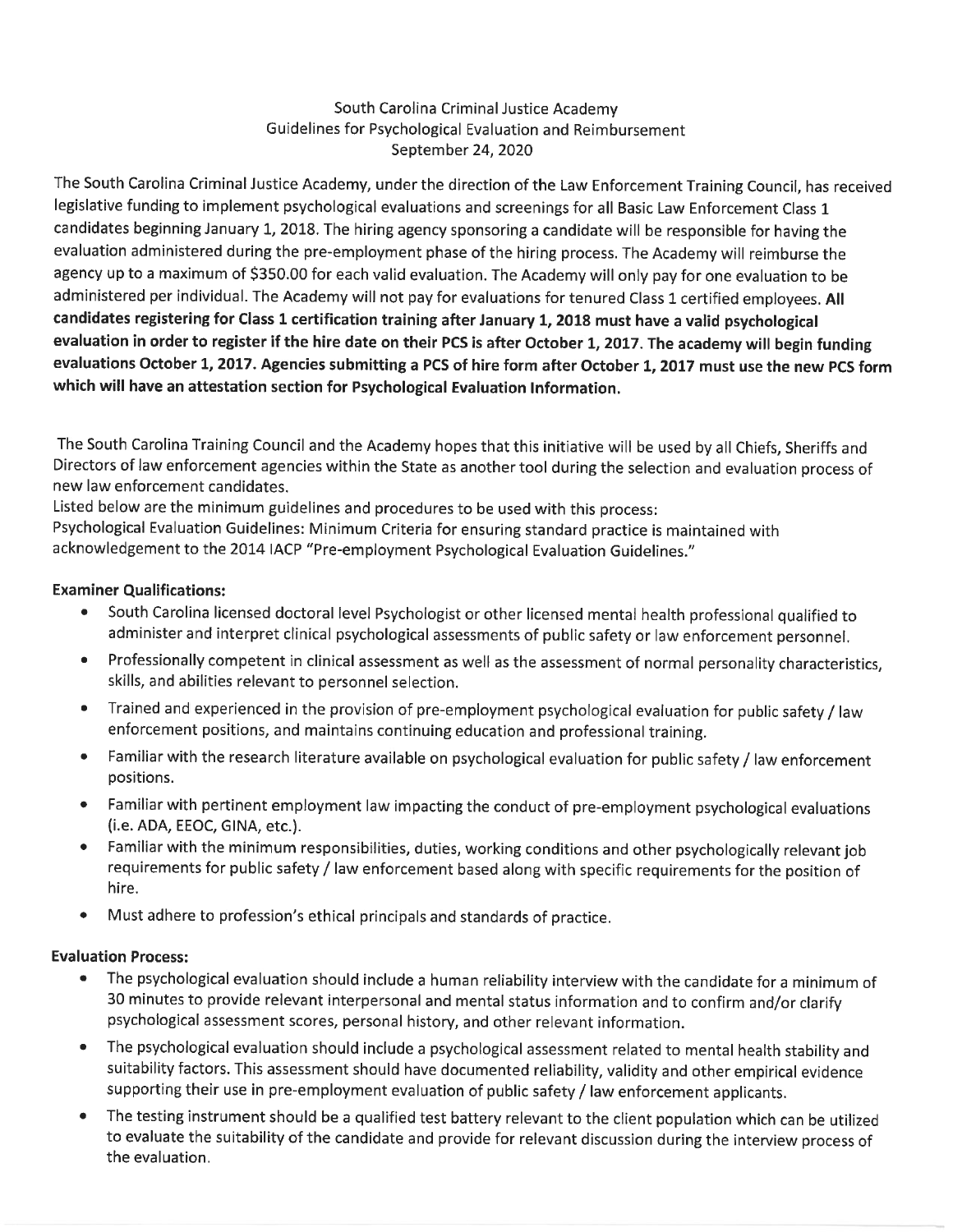South Carolina Criminal Justice Academy
Guidelines for Psychological Evaluation and Reimbursement
September 24, 2020

The South Carolina Criminal Justice Academy, under the direction of the Law Enforcement Training Council, has received legislative funding to implement psychological evaluations and screenings for all Basic Law Enforcement Class 1 candidates beginning January 1, 2018. The hiring agency sponsoring a candidate will be responsible for having the evaluation administered during the pre-employment phase of the hiring process. The Academy will reimburse the agency up to a maximum of $350.00 for each valid evaluation. The Academy will only pay for one evaluation to be administered per individual. The Academy will not pay for evaluations for tenured Class 1 certified employees. **All candidates registering for Class 1 certification training after January 1, 2018 must have a valid psychological evaluation in order to register if the hire date on their PCS is after October 1, 2017. The academy will begin funding evaluations October 1, 2017. Agencies submitting a PCS of hire form after October 1, 2017 must use the new PCS form which will have an attestation section for Psychological Evaluation Information.**

The South Carolina Training Council and the Academy hopes that this initiative will be used by all Chiefs, Sheriffs and Directors of law enforcement agencies within the State as another tool during the selection and evaluation process of new law enforcement candidates.

Listed below are the minimum guidelines and procedures to be used with this process:

Psychological Evaluation Guidelines: Minimum Criteria for ensuring standard practice is maintained with acknowledgement to the 2014 IACP "Pre-employment Psychological Evaluation Guidelines."

**Examiner Qualifications:**

- South Carolina licensed doctoral level Psychologist or other licensed mental health professional qualified to administer and interpret clinical psychological assessments of public safety or law enforcement personnel.
- Professionally competent in clinical assessment as well as the assessment of normal personality characteristics, skills, and abilities relevant to personnel selection.
- Trained and experienced in the provision of pre-employment psychological evaluation for public safety / law enforcement positions, and maintains continuing education and professional training.
- Familiar with the research literature available on psychological evaluation for public safety / law enforcement positions.
- Familiar with pertinent employment law impacting the conduct of pre-employment psychological evaluations (i.e. ADA, EEOC, GINA, etc.).
- Familiar with the minimum responsibilities, duties, working conditions and other psychologically relevant job requirements for public safety / law enforcement based along with specific requirements for the position of hire.
- Must adhere to profession's ethical principals and standards of practice.

**Evaluation Process:**

- The psychological evaluation should include a human reliability interview with the candidate for a minimum of 30 minutes to provide relevant interpersonal and mental status information and to confirm and/or clarify psychological assessment scores, personal history, and other relevant information.
- The psychological evaluation should include a psychological assessment related to mental health stability and suitability factors. This assessment should have documented reliability, validity and other empirical evidence supporting their use in pre-employment evaluation of public safety / law enforcement applicants.
- The testing instrument should be a qualified test battery relevant to the client population which can be utilized to evaluate the suitability of the candidate and provide for relevant discussion during the interview process of the evaluation.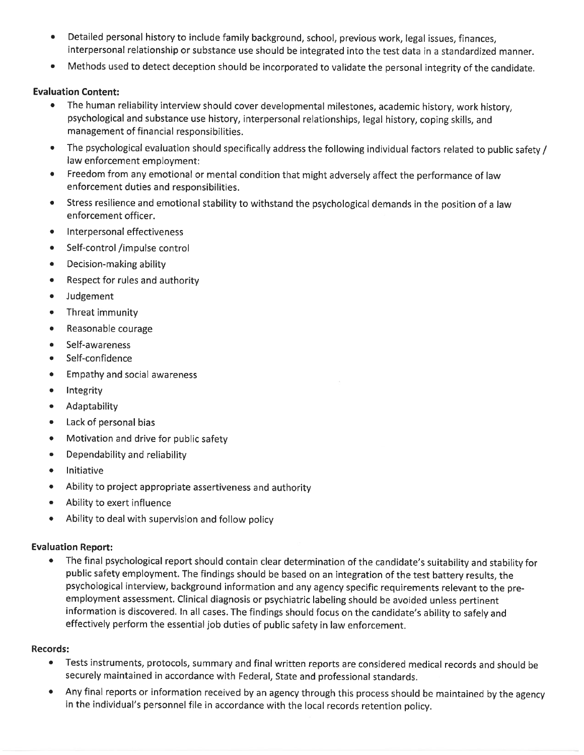- Detailed personal history to include family background, school, previous work, legal issues, finances, interpersonal relationship or substance use should be integrated into the test data in a standardized manner.
- Methods used to detect deception should be incorporated to validate the personal integrity of the candidate.

**Evaluation Content:**

- The human reliability interview should cover developmental milestones, academic history, work history, psychological and substance use history, interpersonal relationships, legal history, coping skills, and management of financial responsibilities.
- The psychological evaluation should specifically address the following individual factors related to public safety / law enforcement employment:
- Freedom from any emotional or mental condition that might adversely affect the performance of law enforcement duties and responsibilities.
- Stress resilience and emotional stability to withstand the psychological demands in the position of a law enforcement officer.
- Interpersonal effectiveness
- Self-control /impulse control
- Decision-making ability
- Respect for rules and authority
- Judgement
- Threat immunity
- Reasonable courage
- Self-awareness
- Self-confidence
- Empathy and social awareness
- Integrity
- Adaptability
- Lack of personal bias
- Motivation and drive for public safety
- Dependability and reliability
- Initiative
- Ability to project appropriate assertiveness and authority
- Ability to exert influence
- Ability to deal with supervision and follow policy

**Evaluation Report:**

- The final psychological report should contain clear determination of the candidate's suitability and stability for public safety employment. The findings should be based on an integration of the test battery results, the psychological interview, background information and any agency specific requirements relevant to the pre-employment assessment. Clinical diagnosis or psychiatric labeling should be avoided unless pertinent information is discovered. In all cases. The findings should focus on the candidate's ability to safely and effectively perform the essential job duties of public safety in law enforcement.

**Records:**

- Tests instruments, protocols, summary and final written reports are considered medical records and should be securely maintained in accordance with Federal, State and professional standards.
- Any final reports or information received by an agency through this process should be maintained by the agency in the individual's personnel file in accordance with the local records retention policy.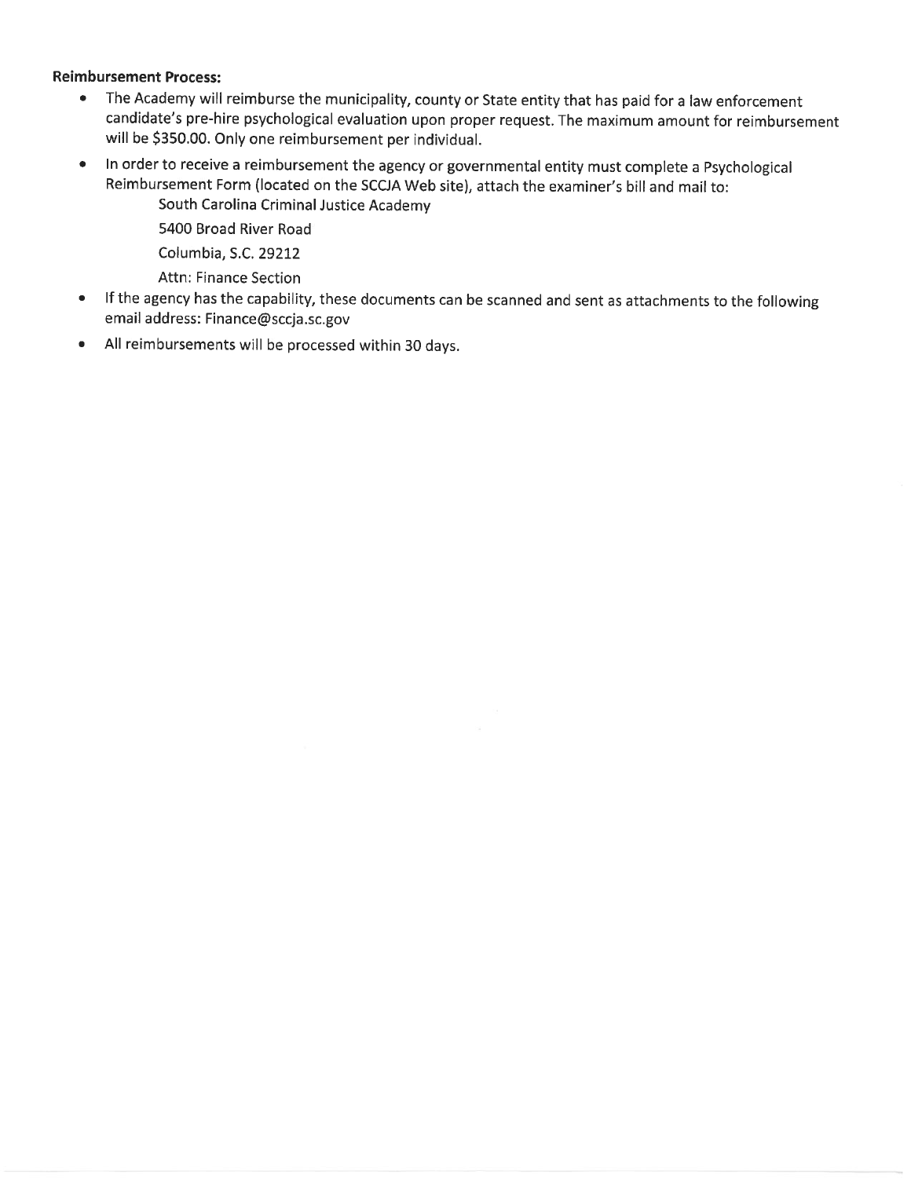**Reimbursement Process:**

- The Academy will reimburse the municipality, county or State entity that has paid for a law enforcement candidate's pre-hire psychological evaluation upon proper request. The maximum amount for reimbursement will be $350.00. Only one reimbursement per individual.
- In order to receive a reimbursement the agency or governmental entity must complete a Psychological Reimbursement Form (located on the SCCJA Web site), attach the examiner's bill and mail to:

  South Carolina Criminal Justice Academy

  5400 Broad River Road

  Columbia, S.C. 29212

  Attn: Finance Section
- If the agency has the capability, these documents can be scanned and sent as attachments to the following email address: Finance@sccja.sc.gov
- All reimbursements will be processed within 30 days.